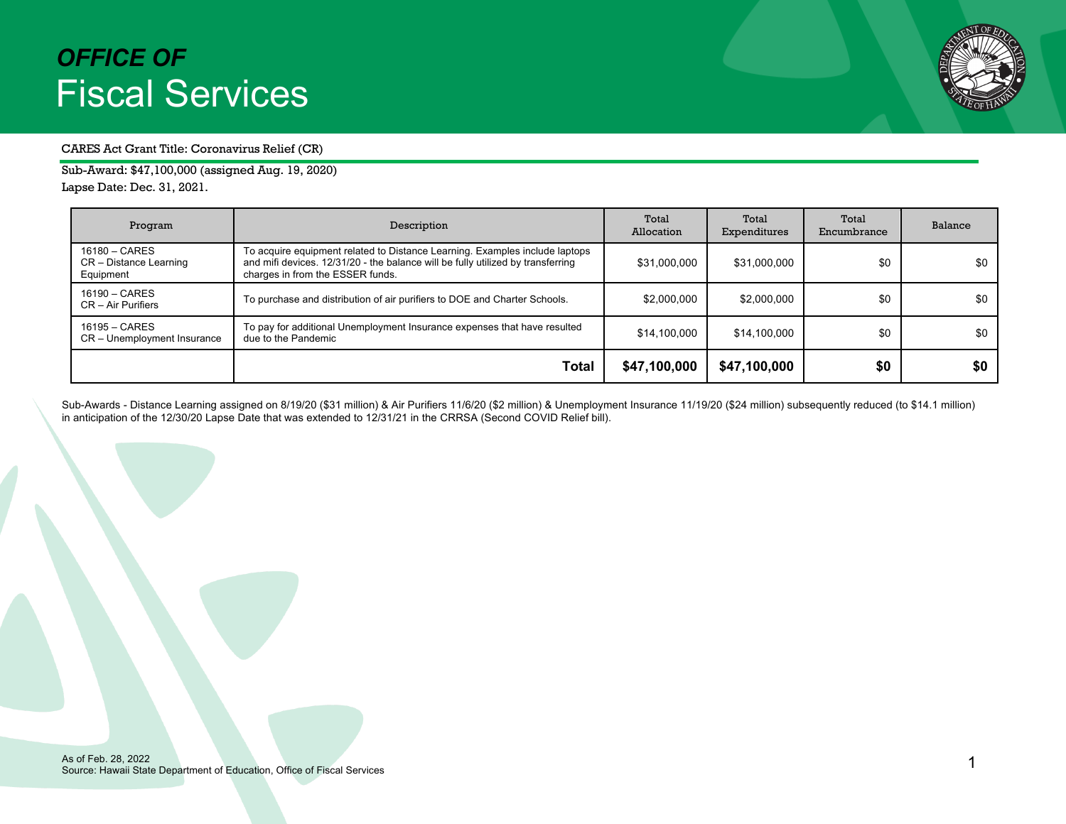# *OFFICE OF* Fiscal Services

CARES Act Grant Title: Coronavirus Relief (CR)

Sub-Award: $47,100,000 (assigned Aug. 19, 2020)

Lapse Date: Dec. 31, 2021.

| Program | Description | Total Allocation | Total Expenditures | Total Encumbrance | Balance |
|---|---|---|---|---|---|
| 16180 – CARES CR – Distance Learning Equipment | To acquire equipment related to Distance Learning. Examples include laptops and mifi devices. 12/31/20 - the balance will be fully utilized by transferring charges in from the ESSER funds. | $31,000,000 | $31,000,000 | $0 | $0 |
| 16190 – CARES CR – Air Purifiers | To purchase and distribution of air purifiers to DOE and Charter Schools. | $2,000,000 | $2,000,000 | $0 | $0 |
| 16195 – CARES CR – Unemployment Insurance | To pay for additional Unemployment Insurance expenses that have resulted due to the Pandemic | $14,100,000 | $14,100,000 | $0 | $0 |
| | **Total** | **$47,100,000** | **$47,100,000** | **$0** | **$0** |

Sub-Awards - Distance Learning assigned on 8/19/20 ($31 million) & Air Purifiers 11/6/20 ($2 million) & Unemployment Insurance 11/19/20 ($24 million) subsequently reduced (to $14.1 million) in anticipation of the 12/30/20 Lapse Date that was extended to 12/31/21 in the CRRSA (Second COVID Relief bill).

As of Feb. 28, 2022
Source: Hawaii State Department of Education, Office of Fiscal Services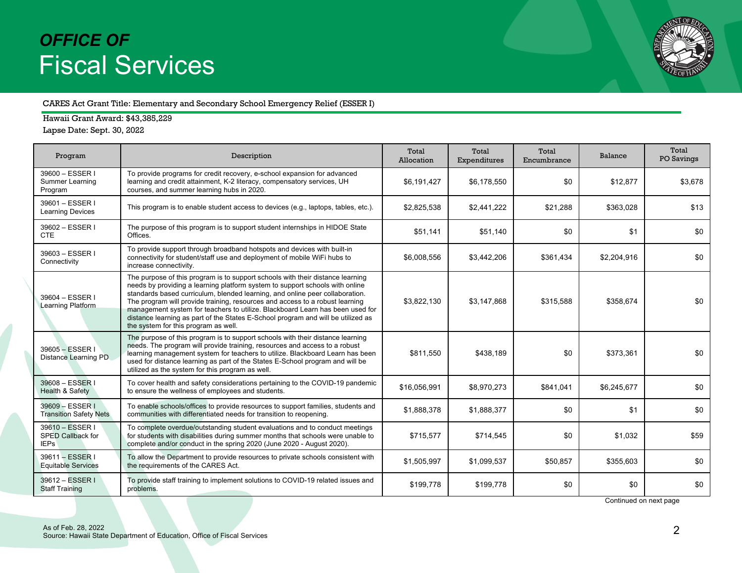# *OFFICE OF* Fiscal Services

CARES Act Grant Title: Elementary and Secondary School Emergency Relief (ESSER I)

Hawaii Grant Award: $43,385,229

Lapse Date: Sept. 30, 2022

| Program | Description | Total Allocation | Total Expenditures | Total Encumbrance | Balance | Total PO Savings |
|---|---|---|---|---|---|---|
| 39600 – ESSER I Summer Learning Program | To provide programs for credit recovery, e-school expansion for advanced learning and credit attainment, K-2 literacy, compensatory services, UH courses, and summer learning hubs in 2020. | $6,191,427 | $6,178,550 | $0 | $12,877 | $3,678 |
| 39601 – ESSER I Learning Devices | This program is to enable student access to devices (e.g., laptops, tables, etc.). | $2,825,538 | $2,441,222 | $21,288 | $363,028 | $13 |
| 39602 – ESSER I CTE | The purpose of this program is to support student internships in HIDOE State Offices. | $51,141 | $51,140 | $0 | $1 | $0 |
| 39603 – ESSER I Connectivity | To provide support through broadband hotspots and devices with built-in connectivity for student/staff use and deployment of mobile WiFi hubs to increase connectivity. | $6,008,556 | $3,442,206 | $361,434 | $2,204,916 | $0 |
| 39604 – ESSER I Learning Platform | The purpose of this program is to support schools with their distance learning needs by providing a learning platform system to support schools with online standards based curriculum, blended learning, and online peer collaboration. The program will provide training, resources and access to a robust learning management system for teachers to utilize. Blackboard Learn has been used for distance learning as part of the States E-School program and will be utilized as the system for this program as well. | $3,822,130 | $3,147,868 | $315,588 | $358,674 | $0 |
| 39605 – ESSER I Distance Learning PD | The purpose of this program is to support schools with their distance learning needs. The program will provide training, resources and access to a robust learning management system for teachers to utilize. Blackboard Learn has been used for distance learning as part of the States E-School program and will be utilized as the system for this program as well. | $811,550 | $438,189 | $0 | $373,361 | $0 |
| 39608 – ESSER I Health & Safety | To cover health and safety considerations pertaining to the COVID-19 pandemic to ensure the wellness of employees and students. | $16,056,991 | $8,970,273 | $841,041 | $6,245,677 | $0 |
| 39609 – ESSER I Transition Safety Nets | To enable schools/offices to provide resources to support families, students and communities with differentiated needs for transition to reopening. | $1,888,378 | $1,888,377 | $0 | $1 | $0 |
| 39610 – ESSER I SPED Callback for IEPs | To complete overdue/outstanding student evaluations and to conduct meetings for students with disabilities during summer months that schools were unable to complete and/or conduct in the spring 2020 (June 2020 - August 2020). | $715,577 | $714,545 | $0 | $1,032 | $59 |
| 39611 – ESSER I Equitable Services | To allow the Department to provide resources to private schools consistent with the requirements of the CARES Act. | $1,505,997 | $1,099,537 | $50,857 | $355,603 | $0 |
| 39612 – ESSER I Staff Training | To provide staff training to implement solutions to COVID-19 related issues and problems. | $199,778 | $199,778 | $0 | $0 | $0 |

Continued on next page

As of Feb. 28, 2022
Source: Hawaii State Department of Education, Office of Fiscal Services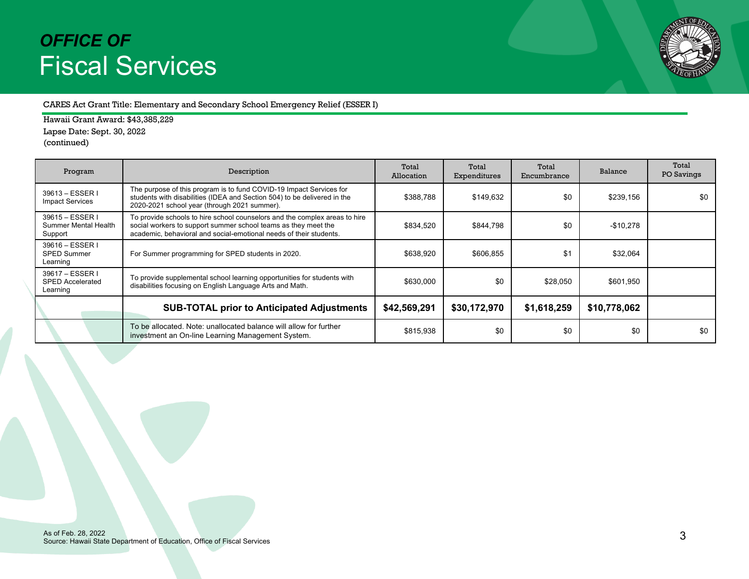# *OFFICE OF* Fiscal Services

CARES Act Grant Title: Elementary and Secondary School Emergency Relief (ESSER I)

Hawaii Grant Award: $43,385,229

Lapse Date: Sept. 30, 2022

(continued)

| Program | Description | Total Allocation | Total Expenditures | Total Encumbrance | Balance | Total PO Savings |
|---|---|---|---|---|---|---|
| 39613 – ESSER I Impact Services | The purpose of this program is to fund COVID-19 Impact Services for students with disabilities (IDEA and Section 504) to be delivered in the 2020-2021 school year (through 2021 summer). | $388,788 | $149,632 | $0 | $239,156 | $0 |
| 39615 – ESSER I Summer Mental Health Support | To provide schools to hire school counselors and the complex areas to hire social workers to support summer school teams as they meet the academic, behavioral and social-emotional needs of their students. | $834,520 | $844,798 | $0 | -$10,278 | |
| 39616 – ESSER I SPED Summer Learning | For Summer programming for SPED students in 2020. | $638,920 | $606,855 | $1 | $32,064 | |
| 39617 – ESSER I SPED Accelerated Learning | To provide supplemental school learning opportunities for students with disabilities focusing on English Language Arts and Math. | $630,000 | $0 | $28,050 | $601,950 | |
| | **SUB-TOTAL prior to Anticipated Adjustments** | **$42,569,291** | **$30,172,970** | **$1,618,259** | **$10,778,062** | |
| | To be allocated. Note: unallocated balance will allow for further investment an On-line Learning Management System. | $815,938 | $0 | $0 | $0 | $0 |

As of Feb. 28, 2022

Source: Hawaii State Department of Education, Office of Fiscal Services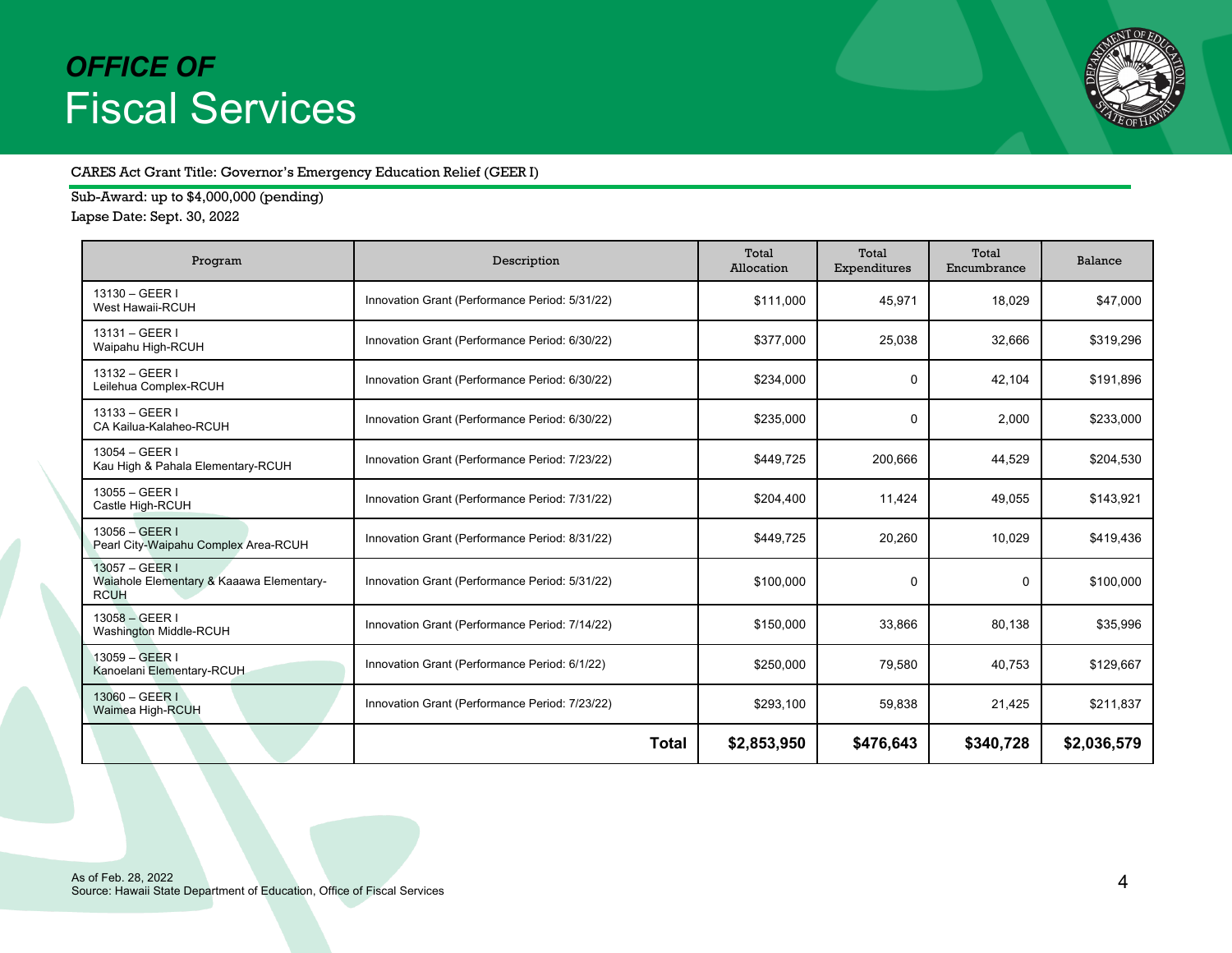# *OFFICE OF* Fiscal Services

CARES Act Grant Title: Governor's Emergency Education Relief (GEER I)

Sub-Award: up to $4,000,000 (pending)
Lapse Date: Sept. 30, 2022

| Program | Description | Total Allocation | Total Expenditures | Total Encumbrance | Balance |
|---|---|---|---|---|---|
| 13130 – GEER I West Hawaii-RCUH | Innovation Grant (Performance Period: 5/31/22) | $111,000 | 45,971 | 18,029 | $47,000 |
| 13131 – GEER I Waipahu High-RCUH | Innovation Grant (Performance Period: 6/30/22) | $377,000 | 25,038 | 32,666 | $319,296 |
| 13132 – GEER I Leilehua Complex-RCUH | Innovation Grant (Performance Period: 6/30/22) | $234,000 | 0 | 42,104 | $191,896 |
| 13133 – GEER I CA Kailua-Kalaheo-RCUH | Innovation Grant (Performance Period: 6/30/22) | $235,000 | 0 | 2,000 | $233,000 |
| 13054 – GEER I Kau High & Pahala Elementary-RCUH | Innovation Grant (Performance Period: 7/23/22) | $449,725 | 200,666 | 44,529 | $204,530 |
| 13055 – GEER I Castle High-RCUH | Innovation Grant (Performance Period: 7/31/22) | $204,400 | 11,424 | 49,055 | $143,921 |
| 13056 – GEER I Pearl City-Waipahu Complex Area-RCUH | Innovation Grant (Performance Period: 8/31/22) | $449,725 | 20,260 | 10,029 | $419,436 |
| 13057 – GEER I Waiahole Elementary & Kaaawa Elementary-RCUH | Innovation Grant (Performance Period: 5/31/22) | $100,000 | 0 | 0 | $100,000 |
| 13058 – GEER I Washington Middle-RCUH | Innovation Grant (Performance Period: 7/14/22) | $150,000 | 33,866 | 80,138 | $35,996 |
| 13059 – GEER I Kanoelani Elementary-RCUH | Innovation Grant (Performance Period: 6/1/22) | $250,000 | 79,580 | 40,753 | $129,667 |
| 13060 – GEER I Waimea High-RCUH | Innovation Grant (Performance Period: 7/23/22) | $293,100 | 59,838 | 21,425 | $211,837 |
| | **Total** | **$2,853,950** | **$476,643** | **$340,728** | **$2,036,579** |

As of Feb. 28, 2022
Source: Hawaii State Department of Education, Office of Fiscal Services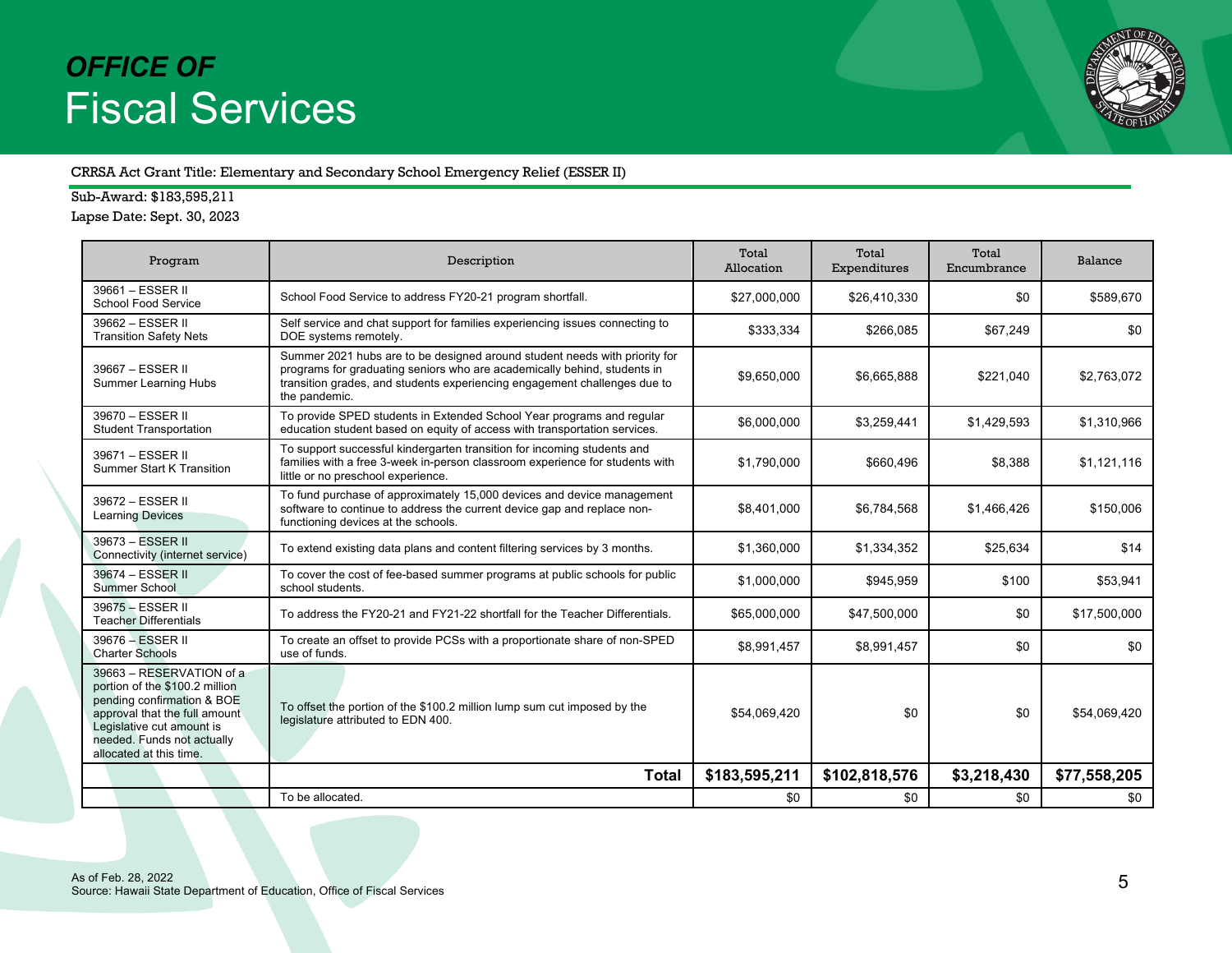# *OFFICE OF* Fiscal Services

CRRSA Act Grant Title: Elementary and Secondary School Emergency Relief (ESSER II)

Sub-Award: $183,595,211

Lapse Date: Sept. 30, 2023

| Program | Description | Total Allocation | Total Expenditures | Total Encumbrance | Balance |
|---|---|---|---|---|---|
| 39661 – ESSER II School Food Service | School Food Service to address FY20-21 program shortfall. | $27,000,000 | $26,410,330 | $0 | $589,670 |
| 39662 – ESSER II Transition Safety Nets | Self service and chat support for families experiencing issues connecting to DOE systems remotely. | $333,334 | $266,085 | $67,249 | $0 |
| 39667 – ESSER II Summer Learning Hubs | Summer 2021 hubs are to be designed around student needs with priority for programs for graduating seniors who are academically behind, students in transition grades, and students experiencing engagement challenges due to the pandemic. | $9,650,000 | $6,665,888 | $221,040 | $2,763,072 |
| 39670 – ESSER II Student Transportation | To provide SPED students in Extended School Year programs and regular education student based on equity of access with transportation services. | $6,000,000 | $3,259,441 | $1,429,593 | $1,310,966 |
| 39671 – ESSER II Summer Start K Transition | To support successful kindergarten transition for incoming students and families with a free 3-week in-person classroom experience for students with little or no preschool experience. | $1,790,000 | $660,496 | $8,388 | $1,121,116 |
| 39672 – ESSER II Learning Devices | To fund purchase of approximately 15,000 devices and device management software to continue to address the current device gap and replace non-functioning devices at the schools. | $8,401,000 | $6,784,568 | $1,466,426 | $150,006 |
| 39673 – ESSER II Connectivity (internet service) | To extend existing data plans and content filtering services by 3 months. | $1,360,000 | $1,334,352 | $25,634 | $14 |
| 39674 – ESSER II Summer School | To cover the cost of fee-based summer programs at public schools for public school students. | $1,000,000 | $945,959 | $100 | $53,941 |
| 39675 – ESSER II Teacher Differentials | To address the FY20-21 and FY21-22 shortfall for the Teacher Differentials. | $65,000,000 | $47,500,000 | $0 | $17,500,000 |
| 39676 – ESSER II Charter Schools | To create an offset to provide PCSs with a proportionate share of non-SPED use of funds. | $8,991,457 | $8,991,457 | $0 | $0 |
| 39663 – RESERVATION of a portion of the $100.2 million pending confirmation & BOE approval that the full amount Legislative cut amount is needed. Funds not actually allocated at this time. | To offset the portion of the $100.2 million lump sum cut imposed by the legislature attributed to EDN 400. | $54,069,420 | $0 | $0 | $54,069,420 |
| | **Total** | **$183,595,211** | **$102,818,576** | **$3,218,430** | **$77,558,205** |
| | To be allocated. | $0 | $0 | $0 | $0 |

As of Feb. 28, 2022

Source: Hawaii State Department of Education, Office of Fiscal Services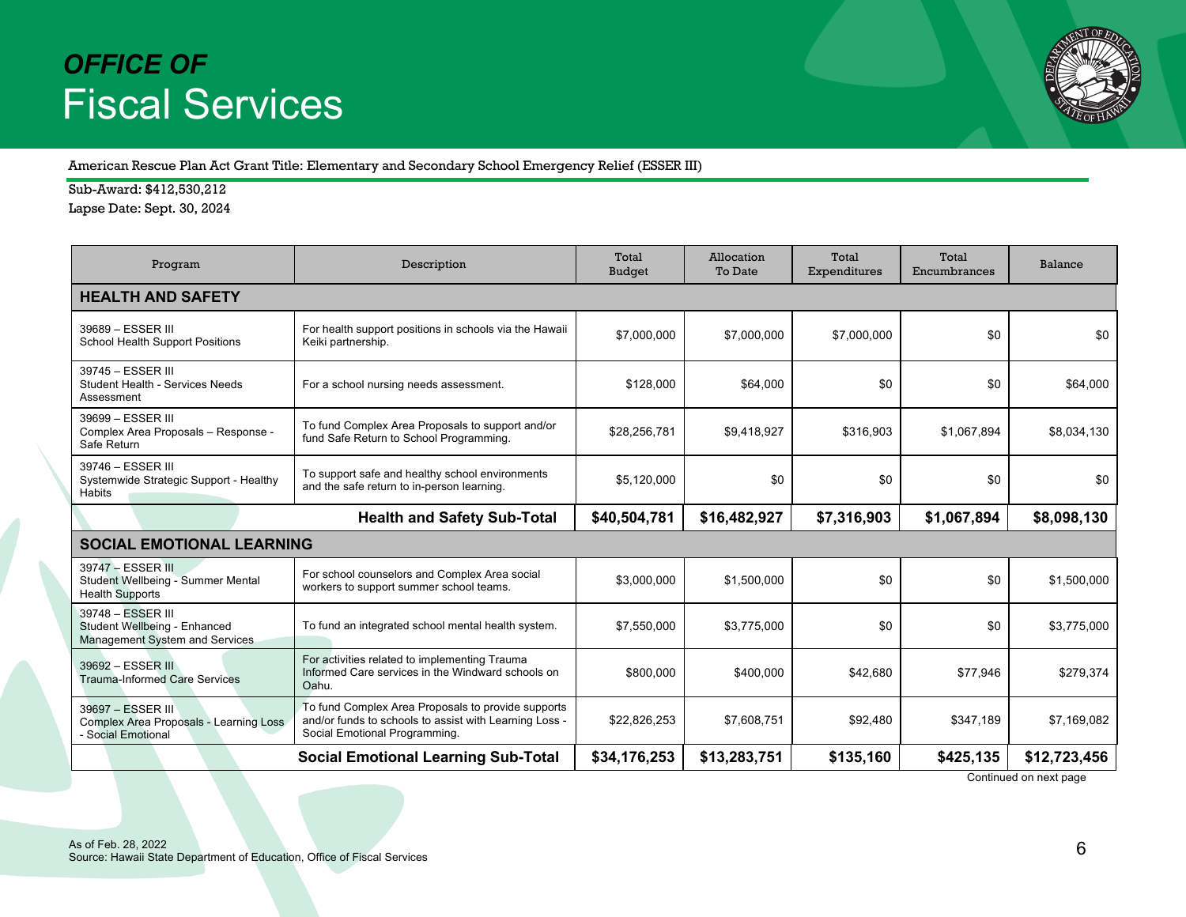## *OFFICE OF* Fiscal Services

American Rescue Plan Act Grant Title: Elementary and Secondary School Emergency Relief (ESSER III)

Sub-Award: $412,530,212

Lapse Date: Sept. 30, 2024

| Program | Description | Total Budget | Allocation To Date | Total Expenditures | Total Encumbrances | Balance |
|---|---|---|---|---|---|---|
| **HEALTH AND SAFETY** | | | | | | |
| 39689 – ESSER III School Health Support Positions | For health support positions in schools via the Hawaii Keiki partnership. | $7,000,000 | $7,000,000 | $7,000,000 | $0 | $0 |
| 39745 – ESSER III Student Health - Services Needs Assessment | For a school nursing needs assessment. | $128,000 | $64,000 | $0 | $0 | $64,000 |
| 39699 – ESSER III Complex Area Proposals – Response - Safe Return | To fund Complex Area Proposals to support and/or fund Safe Return to School Programming. | $28,256,781 | $9,418,927 | $316,903 | $1,067,894 | $8,034,130 |
| 39746 – ESSER III Systemwide Strategic Support - Healthy Habits | To support safe and healthy school environments and the safe return to in-person learning. | $5,120,000 | $0 | $0 | $0 | $0 |
| | **Health and Safety Sub-Total** | **$40,504,781** | **$16,482,927** | **$7,316,903** | **$1,067,894** | **$8,098,130** |
| **SOCIAL EMOTIONAL LEARNING** | | | | | | |
| 39747 – ESSER III Student Wellbeing - Summer Mental Health Supports | For school counselors and Complex Area social workers to support summer school teams. | $3,000,000 | $1,500,000 | $0 | $0 | $1,500,000 |
| 39748 – ESSER III Student Wellbeing - Enhanced Management System and Services | To fund an integrated school mental health system. | $7,550,000 | $3,775,000 | $0 | $0 | $3,775,000 |
| 39692 – ESSER III Trauma-Informed Care Services | For activities related to implementing Trauma Informed Care services in the Windward schools on Oahu. | $800,000 | $400,000 | $42,680 | $77,946 | $279,374 |
| 39697 – ESSER III Complex Area Proposals - Learning Loss - Social Emotional | To fund Complex Area Proposals to provide supports and/or funds to schools to assist with Learning Loss - Social Emotional Programming. | $22,826,253 | $7,608,751 | $92,480 | $347,189 | $7,169,082 |
| | **Social Emotional Learning Sub-Total** | **$34,176,253** | **$13,283,751** | **$135,160** | **$425,135** | **$12,723,456** |

Continued on next page

As of Feb. 28, 2022
Source: Hawaii State Department of Education, Office of Fiscal Services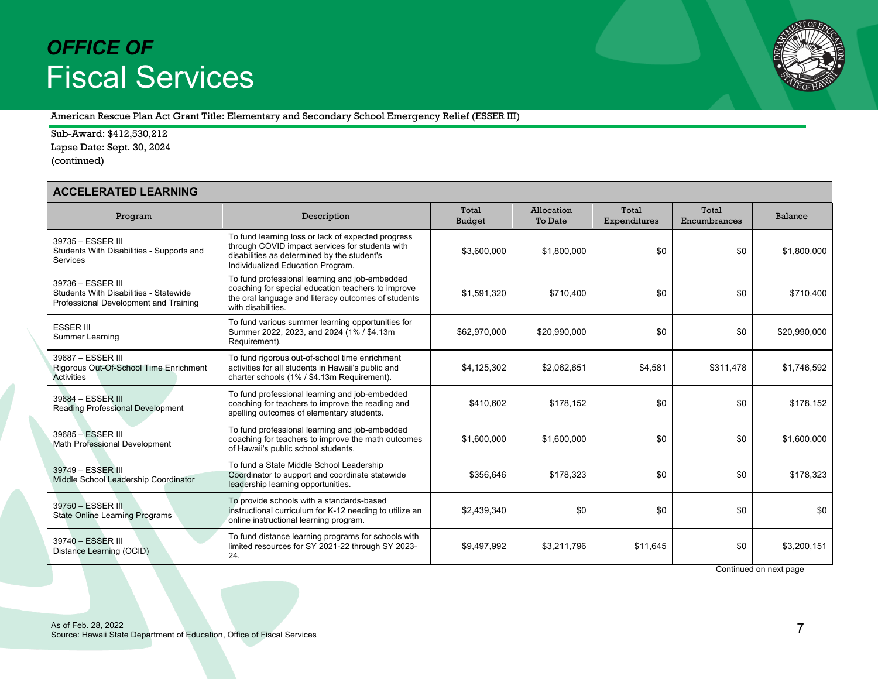# *OFFICE OF* Fiscal Services

American Rescue Plan Act Grant Title: Elementary and Secondary School Emergency Relief (ESSER III)

Sub-Award: $412,530,212
Lapse Date: Sept. 30, 2024
(continued)

## ACCELERATED LEARNING

| Program | Description | Total Budget | Allocation To Date | Total Expenditures | Total Encumbrances | Balance |
|---|---|---|---|---|---|---|
| 39735 – ESSER III Students With Disabilities - Supports and Services | To fund learning loss or lack of expected progress through COVID impact services for students with disabilities as determined by the student's Individualized Education Program. | $3,600,000 | $1,800,000 | $0 | $0 | $1,800,000 |
| 39736 – ESSER III Students With Disabilities - Statewide Professional Development and Training | To fund professional learning and job-embedded coaching for special education teachers to improve the oral language and literacy outcomes of students with disabilities. | $1,591,320 | $710,400 | $0 | $0 | $710,400 |
| ESSER III Summer Learning | To fund various summer learning opportunities for Summer 2022, 2023, and 2024 (1% / $4.13m Requirement). | $62,970,000 | $20,990,000 | $0 | $0 | $20,990,000 |
| 39687 – ESSER III Rigorous Out-Of-School Time Enrichment Activities | To fund rigorous out-of-school time enrichment activities for all students in Hawaii's public and charter schools (1% / $4.13m Requirement). | $4,125,302 | $2,062,651 | $4,581 | $311,478 | $1,746,592 |
| 39684 – ESSER III Reading Professional Development | To fund professional learning and job-embedded coaching for teachers to improve the reading and spelling outcomes of elementary students. | $410,602 | $178,152 | $0 | $0 | $178,152 |
| 39685 – ESSER III Math Professional Development | To fund professional learning and job-embedded coaching for teachers to improve the math outcomes of Hawaii's public school students. | $1,600,000 | $1,600,000 | $0 | $0 | $1,600,000 |
| 39749 – ESSER III Middle School Leadership Coordinator | To fund a State Middle School Leadership Coordinator to support and coordinate statewide leadership learning opportunities. | $356,646 | $178,323 | $0 | $0 | $178,323 |
| 39750 – ESSER III State Online Learning Programs | To provide schools with a standards-based instructional curriculum for K-12 needing to utilize an online instructional learning program. | $2,439,340 | $0 | $0 | $0 | $0 |
| 39740 – ESSER III Distance Learning (OCID) | To fund distance learning programs for schools with limited resources for SY 2021-22 through SY 2023-24. | $9,497,992 | $3,211,796 | $11,645 | $0 | $3,200,151 |

Continued on next page

As of Feb. 28, 2022
Source: Hawaii State Department of Education, Office of Fiscal Services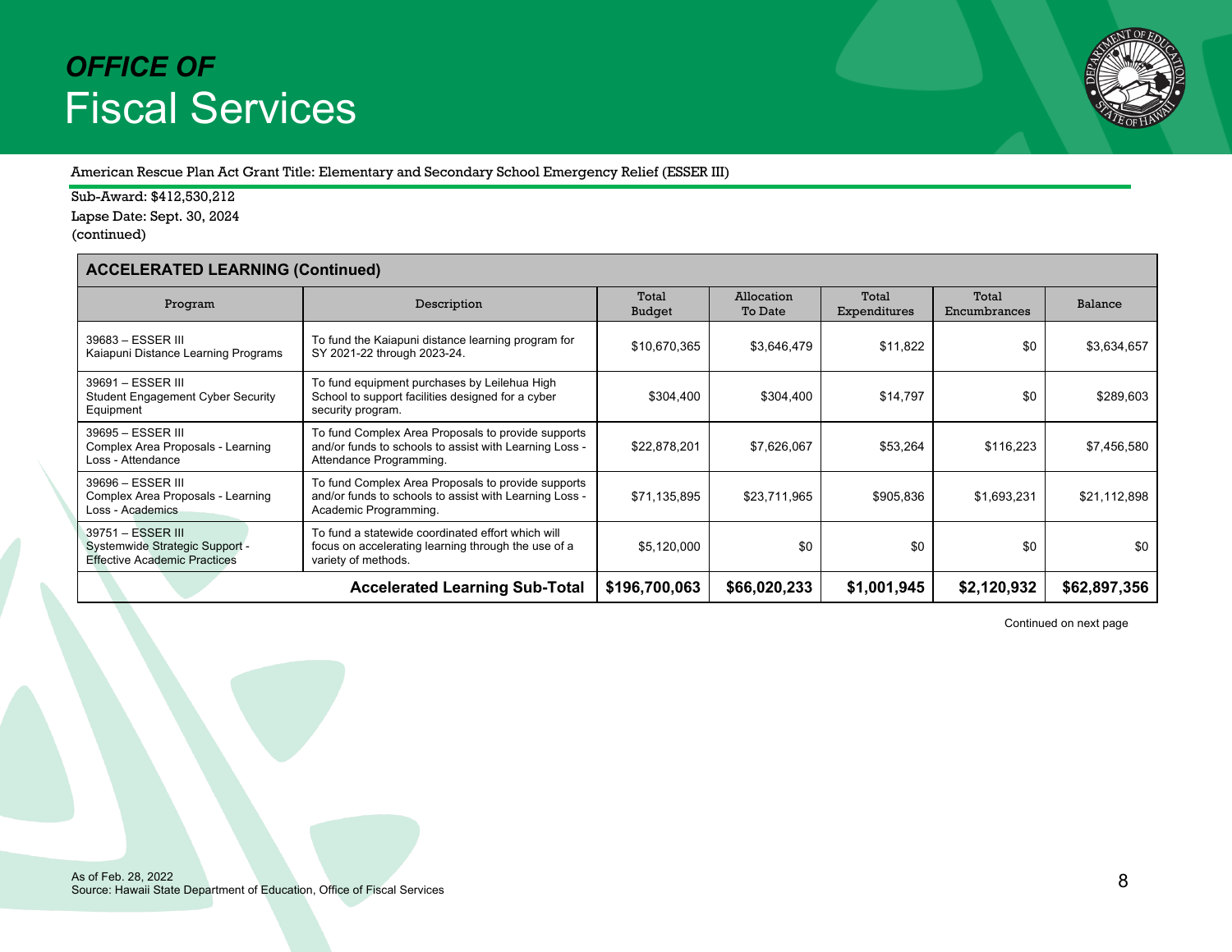# *OFFICE OF* Fiscal Services

American Rescue Plan Act Grant Title: Elementary and Secondary School Emergency Relief (ESSER III)

Sub-Award: $412,530,212
Lapse Date: Sept. 30, 2024
(continued)

| **ACCELERATED LEARNING (Continued)** | | | | | | |
|---|---|---|---|---|---|---|
| Program | Description | Total Budget | Allocation To Date | Total Expenditures | Total Encumbrances | Balance |
| 39683 – ESSER III Kaiapuni Distance Learning Programs | To fund the Kaiapuni distance learning program for SY 2021-22 through 2023-24. | $10,670,365 | $3,646,479 | $11,822 | $0 | $3,634,657 |
| 39691 – ESSER III Student Engagement Cyber Security Equipment | To fund equipment purchases by Leilehua High School to support facilities designed for a cyber security program. | $304,400 | $304,400 | $14,797 | $0 | $289,603 |
| 39695 – ESSER III Complex Area Proposals - Learning Loss - Attendance | To fund Complex Area Proposals to provide supports and/or funds to schools to assist with Learning Loss - Attendance Programming. | $22,878,201 | $7,626,067 | $53,264 | $116,223 | $7,456,580 |
| 39696 – ESSER III Complex Area Proposals - Learning Loss - Academics | To fund Complex Area Proposals to provide supports and/or funds to schools to assist with Learning Loss - Academic Programming. | $71,135,895 | $23,711,965 | $905,836 | $1,693,231 | $21,112,898 |
| 39751 – ESSER III Systemwide Strategic Support - Effective Academic Practices | To fund a statewide coordinated effort which will focus on accelerating learning through the use of a variety of methods. | $5,120,000 | $0 | $0 | $0 | $0 |
| | **Accelerated Learning Sub-Total** | **$196,700,063** | **$66,020,233** | **$1,001,945** | **$2,120,932** | **$62,897,356** |

Continued on next page

As of Feb. 28, 2022
Source: Hawaii State Department of Education, Office of Fiscal Services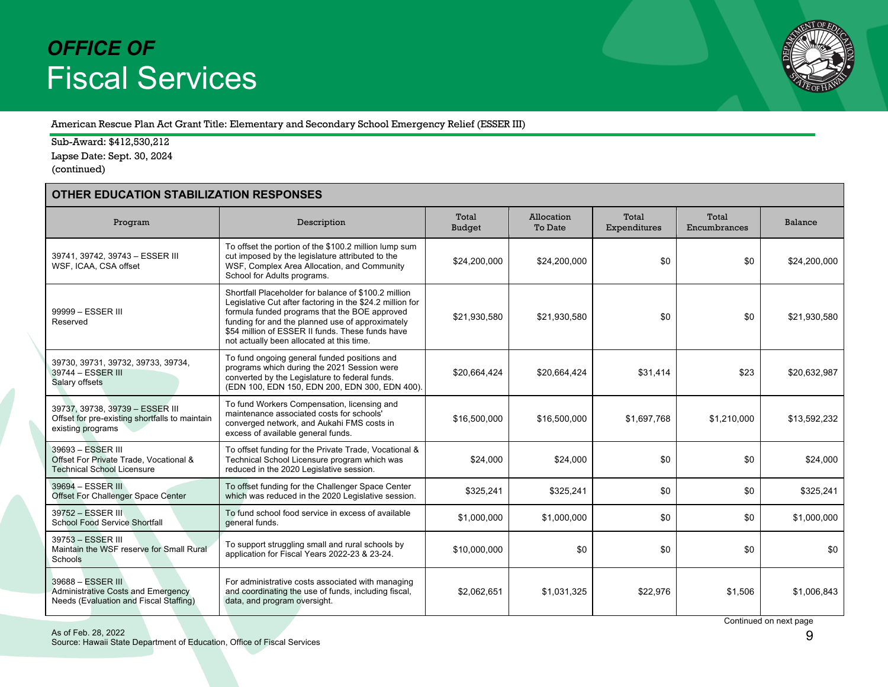# *OFFICE OF* Fiscal Services

American Rescue Plan Act Grant Title: Elementary and Secondary School Emergency Relief (ESSER III)

Sub-Award: $412,530,212
Lapse Date: Sept. 30, 2024
(continued)

| OTHER EDUCATION STABILIZATION RESPONSES | | | | | | |
|---|---|---|---|---|---|---|
| Program | Description | Total Budget | Allocation To Date | Total Expenditures | Total Encumbrances | Balance |
| 39741, 39742, 39743 – ESSER III WSF, ICAA, CSA offset | To offset the portion of the $100.2 million lump sum cut imposed by the legislature attributed to the WSF, Complex Area Allocation, and Community School for Adults programs. | $24,200,000 | $24,200,000 | $0 | $0 | $24,200,000 |
| 99999 – ESSER III Reserved | Shortfall Placeholder for balance of $100.2 million Legislative Cut after factoring in the $24.2 million for formula funded programs that the BOE approved funding for and the planned use of approximately $54 million of ESSER II funds. These funds have not actually been allocated at this time. | $21,930,580 | $21,930,580 | $0 | $0 | $21,930,580 |
| 39730, 39731, 39732, 39733, 39734, 39744 – ESSER III Salary offsets | To fund ongoing general funded positions and programs which during the 2021 Session were converted by the Legislature to federal funds. (EDN 100, EDN 150, EDN 200, EDN 300, EDN 400). | $20,664,424 | $20,664,424 | $31,414 | $23 | $20,632,987 |
| 39737, 39738, 39739 – ESSER III Offset for pre-existing shortfalls to maintain existing programs | To fund Workers Compensation, licensing and maintenance associated costs for schools' converged network, and Aukahi FMS costs in excess of available general funds. | $16,500,000 | $16,500,000 | $1,697,768 | $1,210,000 | $13,592,232 |
| 39693 – ESSER III Offset For Private Trade, Vocational & Technical School Licensure | To offset funding for the Private Trade, Vocational & Technical School Licensure program which was reduced in the 2020 Legislative session. | $24,000 | $24,000 | $0 | $0 | $24,000 |
| 39694 – ESSER III Offset For Challenger Space Center | To offset funding for the Challenger Space Center which was reduced in the 2020 Legislative session. | $325,241 | $325,241 | $0 | $0 | $325,241 |
| 39752 – ESSER III School Food Service Shortfall | To fund school food service in excess of available general funds. | $1,000,000 | $1,000,000 | $0 | $0 | $1,000,000 |
| 39753 – ESSER III Maintain the WSF reserve for Small Rural Schools | To support struggling small and rural schools by application for Fiscal Years 2022-23 & 23-24. | $10,000,000 | $0 | $0 | $0 | $0 |
| 39688 – ESSER III Administrative Costs and Emergency Needs (Evaluation and Fiscal Staffing) | For administrative costs associated with managing and coordinating the use of funds, including fiscal, data, and program oversight. | $2,062,651 | $1,031,325 | $22,976 | $1,506 | $1,006,843 |

Continued on next page

As of Feb. 28, 2022
Source: Hawaii State Department of Education, Office of Fiscal Services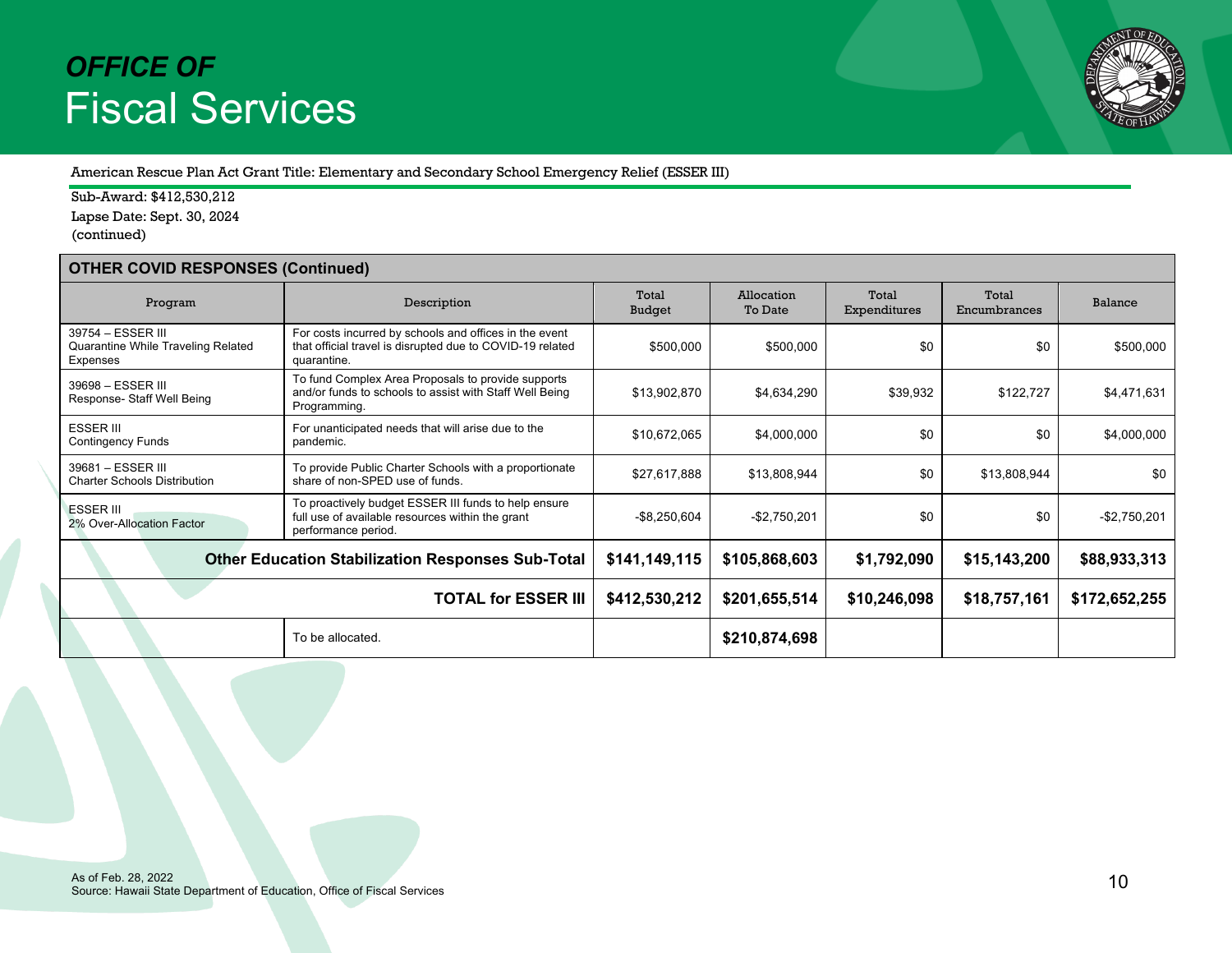## *OFFICE OF*
# Fiscal Services

American Rescue Plan Act Grant Title: Elementary and Secondary School Emergency Relief (ESSER III)

Sub-Award: $412,530,212
Lapse Date: Sept. 30, 2024
(continued)

| OTHER COVID RESPONSES (Continued) | | | | | | |
|---|---|---|---|---|---|---|
| Program | Description | Total Budget | Allocation To Date | Total Expenditures | Total Encumbrances | Balance |
| 39754 – ESSER III Quarantine While Traveling Related Expenses | For costs incurred by schools and offices in the event that official travel is disrupted due to COVID-19 related quarantine. | $500,000 | $500,000 | $0 | $0 | $500,000 |
| 39698 – ESSER III Response- Staff Well Being | To fund Complex Area Proposals to provide supports and/or funds to schools to assist with Staff Well Being Programming. | $13,902,870 | $4,634,290 | $39,932 | $122,727 | $4,471,631 |
| ESSER III Contingency Funds | For unanticipated needs that will arise due to the pandemic. | $10,672,065 | $4,000,000 | $0 | $0 | $4,000,000 |
| 39681 – ESSER III Charter Schools Distribution | To provide Public Charter Schools with a proportionate share of non-SPED use of funds. | $27,617,888 | $13,808,944 | $0 | $13,808,944 | $0 |
| ESSER III 2% Over-Allocation Factor | To proactively budget ESSER III funds to help ensure full use of available resources within the grant performance period. | -$8,250,604 | -$2,750,201 | $0 | $0 | -$2,750,201 |
| **Other Education Stabilization Responses Sub-Total** | | **$141,149,115** | **$105,868,603** | **$1,792,090** | **$15,143,200** | **$88,933,313** |
| **TOTAL for ESSER III** | | **$412,530,212** | **$201,655,514** | **$10,246,098** | **$18,757,161** | **$172,652,255** |
| | To be allocated. | | **$210,874,698** | | | |

As of Feb. 28, 2022
Source: Hawaii State Department of Education, Office of Fiscal Services